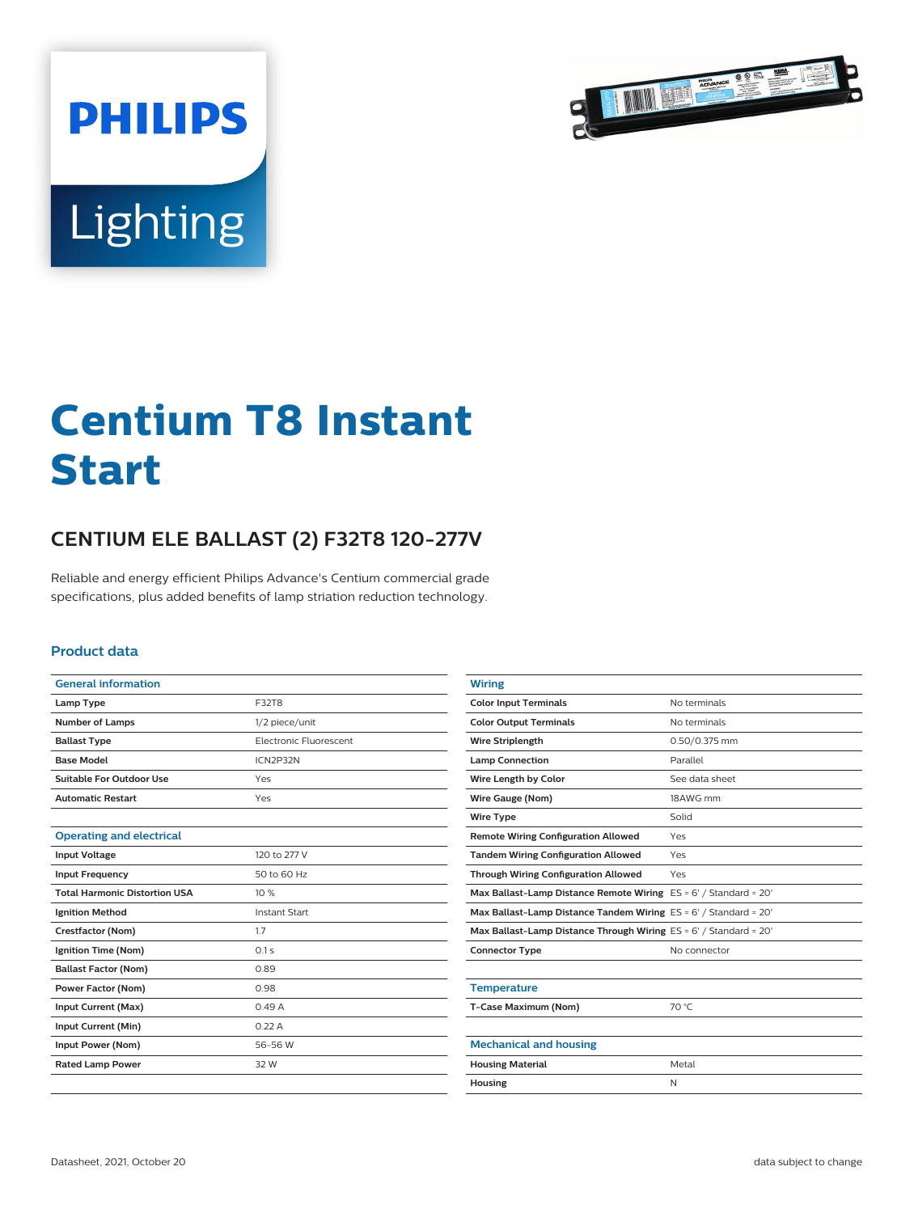# Centium T8 Instant Start

## CENTIUM ELE BALLAST (2) F32T8 120-277V

Reliable and energy efficient Philips Advance's Centium commercial grade specifications, plus added benefits of lamp striation reduction technology.

### Product data

| General information | |
|---|---|
| Lamp Type | F32T8 |
| Number of Lamps | 1/2 piece/unit |
| Ballast Type | Electronic Fluorescent |
| Base Model | ICN2P32N |
| Suitable For Outdoor Use | Yes |
| Automatic Restart | Yes |

| Operating and electrical | |
|---|---|
| Input Voltage | 120 to 277 V |
| Input Frequency | 50 to 60 Hz |
| Total Harmonic Distortion USA | 10 % |
| Ignition Method | Instant Start |
| Crestfactor (Nom) | 1.7 |
| Ignition Time (Nom) | 0.1 s |
| Ballast Factor (Nom) | 0.89 |
| Power Factor (Nom) | 0.98 |
| Input Current (Max) | 0.49 A |
| Input Current (Min) | 0.22 A |
| Input Power (Nom) | 56-56 W |
| Rated Lamp Power | 32 W |

| Wiring | |
|---|---|
| Color Input Terminals | No terminals |
| Color Output Terminals | No terminals |
| Wire Striplength | 0.50/0.375 mm |
| Lamp Connection | Parallel |
| Wire Length by Color | See data sheet |
| Wire Gauge (Nom) | 18AWG mm |
| Wire Type | Solid |
| Remote Wiring Configuration Allowed | Yes |
| Tandem Wiring Configuration Allowed | Yes |
| Through Wiring Configuration Allowed | Yes |
| Max Ballast-Lamp Distance Remote Wiring | ES = 6' / Standard = 20' |
| Max Ballast-Lamp Distance Tandem Wiring | ES = 6' / Standard = 20' |
| Max Ballast-Lamp Distance Through Wiring | ES = 6' / Standard = 20' |
| Connector Type | No connector |

| Temperature | |
|---|---|
| T-Case Maximum (Nom) | 70 °C |

| Mechanical and housing | |
|---|---|
| Housing Material | Metal |
| Housing | N |

Datasheet, 2021, October 20 | data subject to change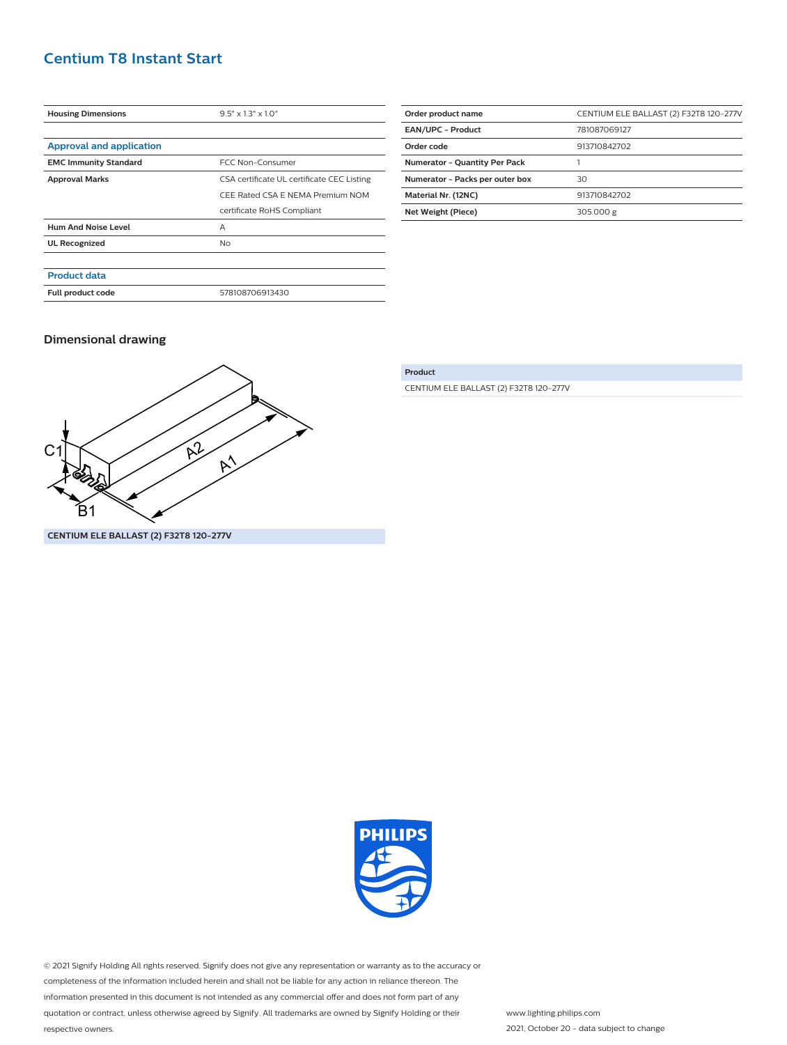# Centium T8 Instant Start

| | |
|---|---|
| **Housing Dimensions** | 9.5" x 1.3" x 1.0" |

## Approval and application

| | |
|---|---|
| **EMC Immunity Standard** | FCC Non-Consumer |
| **Approval Marks** | CSA certificate UL certificate CEC Listing CEE Rated CSA E NEMA Premium NOM certificate RoHS Compliant |
| **Hum And Noise Level** | A |
| **UL Recognized** | No |

## Product data

| | |
|---|---|
| **Full product code** | 578108706913430 |
| **Order product name** | CENTIUM ELE BALLAST (2) F32T8 120-277V |
| **EAN/UPC - Product** | 781087069127 |
| **Order code** | 913710842702 |
| **Numerator - Quantity Per Pack** | 1 |
| **Numerator - Packs per outer box** | 30 |
| **Material Nr. (12NC)** | 913710842702 |
| **Net Weight (Piece)** | 305.000 g |

## Dimensional drawing

C1

B1

A2

A1

CENTIUM ELE BALLAST (2) F32T8 120-277V

| Product |
|---|
| CENTIUM ELE BALLAST (2) F32T8 120-277V |

© 2021 Signify Holding All rights reserved. Signify does not give any representation or warranty as to the accuracy or completeness of the information included herein and shall not be liable for any action in reliance thereon. The information presented in this document is not intended as any commercial offer and does not form part of any quotation or contract, unless otherwise agreed by Signify. All trademarks are owned by Signify Holding or their respective owners.

www.lighting.philips.com

2021, October 20 - data subject to change